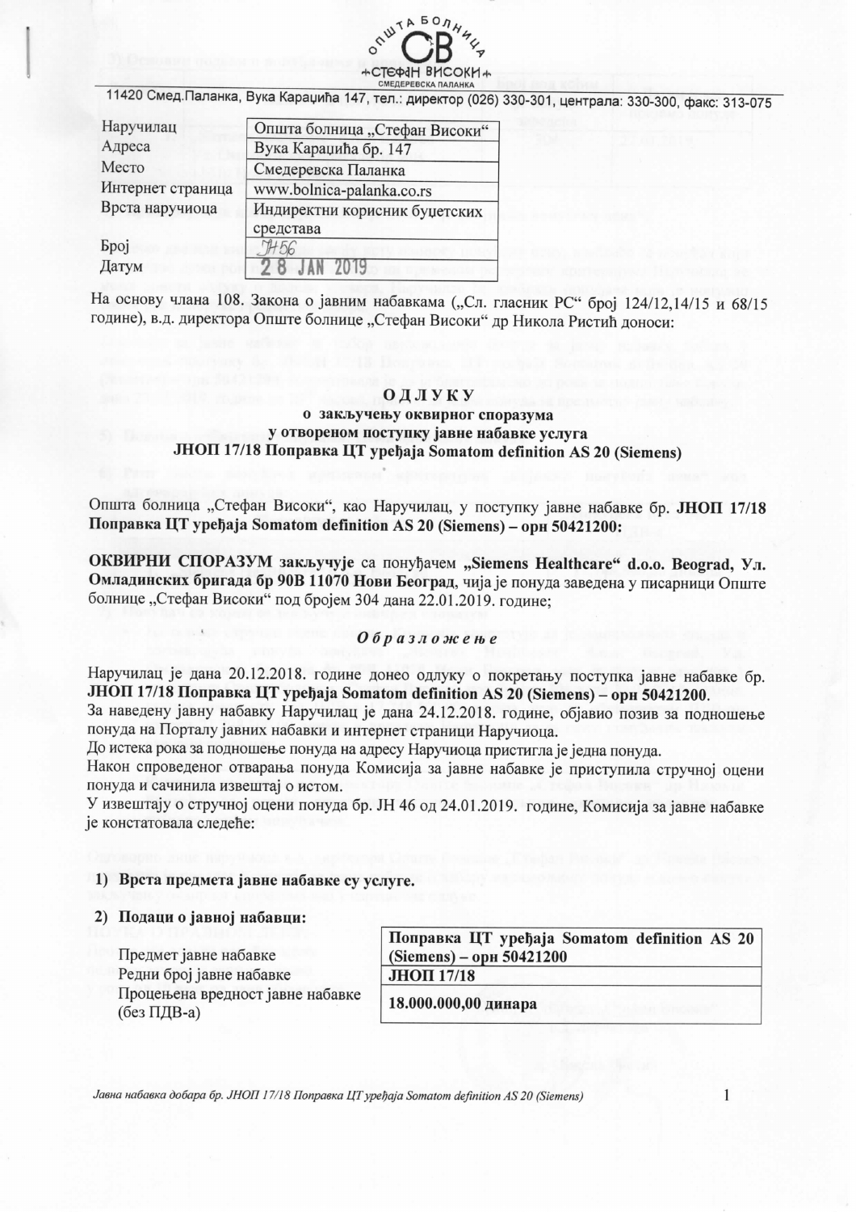ОПШТА БОЛНИЦА СВ „СТЕФАН ВИСОКИ" СМЕДЕРЕВСКА ПАЛАНКА

11420 Смед.Паланка, Вука Караџића 147, тел.: директор (026) 330-301, централа: 330-300, факс: 313-075

| | |
|---|---|
| Наручилац | Општа болница „Стефан Високи" |
| Адреса | Вука Караџића бр. 147 |
| Место | Смедеревска Паланка |
| Интернет страница | www.bolnica-palanka.co.rs |
| Врста наручиоца | Индиректни корисник буџетских средстава |
| Број | ЈН56 |
| Датум | 28 JAN 2019 |

На основу члана 108. Закона о јавним набавкама („Сл. гласник РС" број 124/12,14/15 и 68/15 године), в.д. директора Опште болнице „Стефан Високи" др Никола Ристић доноси:

# О Д Л У К У

## о закључењу оквирног споразума у отвореном поступку јавне набавке услуга ЈНОП 17/18 Поправка ЦТ уређаја Somatom definition AS 20 (Siemens)

Општа болница „Стефан Високи", као Наручилац, у поступку јавне набавке бр. **ЈНОП 17/18 Поправка ЦТ уређаја Somatom definition AS 20 (Siemens) – орн 50421200:**

**ОКВИРНИ СПОРАЗУМ** закључује са понуђачем **„Siemens Healthcare" d.o.o. Beograd, Ул. Омладинских бригада бр 90В 11070 Нови Београд**, чија је понуда заведена у писарници Опште болнице „Стефан Високи" под бројем 304 дана 22.01.2019. године;

***О б р а з л о ж е њ е***

Наручилац је дана 20.12.2018. године донео одлуку о покретању поступка јавне набавке бр. **ЈНОП 17/18 Поправка ЦТ уређаја Somatom definition AS 20 (Siemens) – орн 50421200**.
За наведену јавну набавку Наручилац је дана 24.12.2018. године, објавио позив за подношење понуда на Порталу јавних набавки и интернет страници Наручиоца.
До истека рока за подношење понуда на адресу Наручиоца пристигла је једна понуда.
Након спроведеног отварања понуда Комисија за јавне набавке је приступила стручној оцени понуда и сачинила извештај о истом.
У извештају о стручној оцени понуда бр. ЈН 46 од 24.01.2019. године, Комисија за јавне набавке је констатовала следеће:

1) **Врста предмета јавне набавке су услуге.**

2) **Подаци о јавној набавци:**

| | |
|---|---|
| Предмет јавне набавке | **Поправка ЦТ уређаја Somatom definition AS 20 (Siemens) – орн 50421200** |
| Редни број јавне набавке | **ЈНОП 17/18** |
| Процењена вредност јавне набавке (без ПДВ-а) | **18.000.000,00 динара** |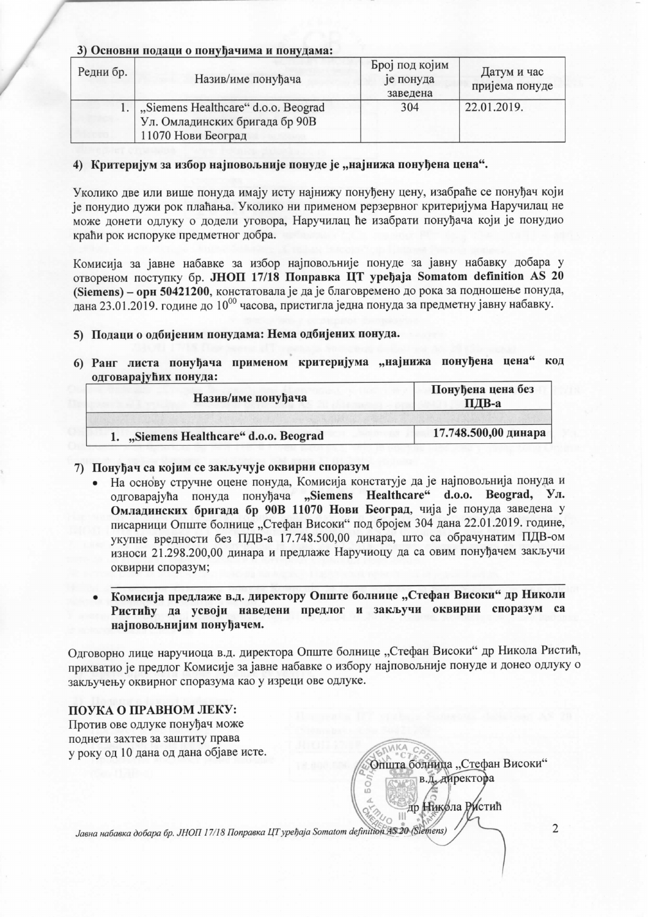**3) Основни подаци о понуђачима и понудама:**

| Редни бр. | Назив/име понуђача | Број под којим је понуда заведена | Датум и час пријема понуде |
|---|---|---|---|
| 1. | „Siemens Healthcare" d.o.o. Beograd Ул. Омладинских бригада бр 90В 11070 Нови Београд | 304 | 22.01.2019. |

**4) Критеријум за избор најповољније понуде је „најнижа понуђена цена".**

Уколико две или више понуда имају исту најнижу понуђену цену, изабраће се понуђач који је понудио дужи рок плаћања. Уколико ни применом рерзервног критеријума Наручилац не може донети одлуку о додели уговора, Наручилац ће изабрати понуђача који је понудио краћи рок испоруке предметног добра.

Комисија за јавне набавке за избор најповољније понуде за јавну набавку добара у отвореном поступку бр. **ЈНОП 17/18 Поправка ЦТ уређаја Somatom definition AS 20 (Siemens) – орн 50421200**, констатовала је да је благовремено до рока за подношење понуда, дана 23.01.2019. године до $10^{00}$ часова, пристигла једна понуда за предметну јавну набавку.

**5) Подаци о одбијеним понудама: Нема одбијених понуда.**

**6) Ранг листа понуђача применом критеријума „најнижа понуђена цена" код одговарајућих понуда:**

| Назив/име понуђача | Понуђена цена без ПДВ-а |
|---|---|
| 1. „Siemens Healthcare" d.o.o. Beograd | **17.748.500,00 динара** |

**7) Понуђач са којим се закључује оквирни споразум**

- На основу стручне оцене понуда, Комисија констатује да је најповољнија понуда и одговарајућа понуда понуђача **„Siemens Healthcare" d.o.o. Beograd, Ул. Омладинских бригада бр 90В 11070 Нови Београд**, чија је понуда заведена у писарници Опште болнице „Стефан Високи" под бројем 304 дана 22.01.2019. године, укупне вредности без ПДВ-а 17.748.500,00 динара, што са обрачунатим ПДВ-ом износи 21.298.200,00 динара и предлаже Наручиоцу да са овим понуђачем закључи оквирни споразум;
- **Комисија предлаже в.д. директору Опште болнице „Стефан Високи" др Николи Ристићу да усвоји наведени предлог и закључи оквирни споразум са најповољнијим понуђачем.**

Одговорно лице наручиоца в.д. директора Опште болнице „Стефан Високи" др Никола Ристић, прихватио је предлог Комисије за јавне набавке о избору најповољније понуде и донео одлуку о закључењу оквирног споразума као у изреци ове одлуке.

**ПОУКА О ПРАВНОМ ЛЕКУ:**
Против ове одлуке понуђач може поднети захтев за заштиту права у року од 10 дана од дана објаве исте.

Општа болница „Стефан Високи"
в.д. директора

др Никола Ристић